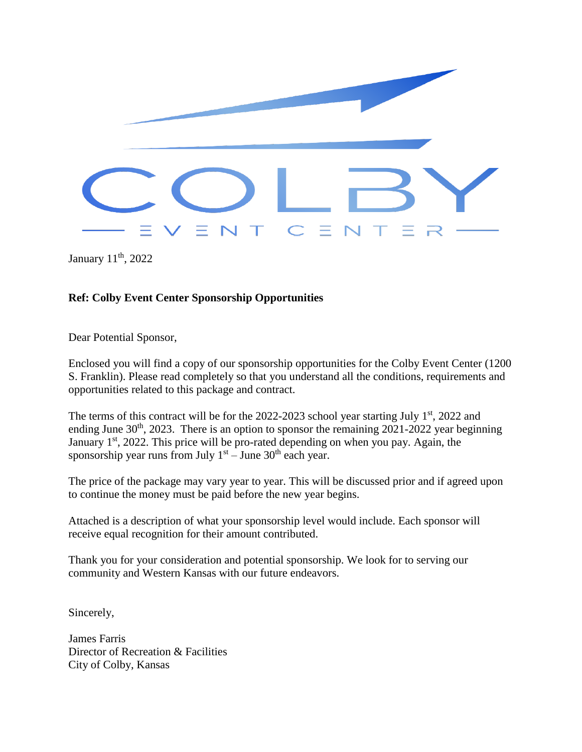# COLBY

EVENT CENTER

January 11th, 2022

**Ref: Colby Event Center Sponsorship Opportunities**

Dear Potential Sponsor,

Enclosed you will find a copy of our sponsorship opportunities for the Colby Event Center (1200 S. Franklin). Please read completely so that you understand all the conditions, requirements and opportunities related to this package and contract.

The terms of this contract will be for the 2022-2023 school year starting July 1st, 2022 and ending June 30th, 2023. There is an option to sponsor the remaining 2021-2022 year beginning January 1st, 2022. This price will be pro-rated depending on when you pay. Again, the sponsorship year runs from July 1st – June 30th each year.

The price of the package may vary year to year. This will be discussed prior and if agreed upon to continue the money must be paid before the new year begins.

Attached is a description of what your sponsorship level would include. Each sponsor will receive equal recognition for their amount contributed.

Thank you for your consideration and potential sponsorship. We look for to serving our community and Western Kansas with our future endeavors.

Sincerely,

James Farris
Director of Recreation & Facilities
City of Colby, Kansas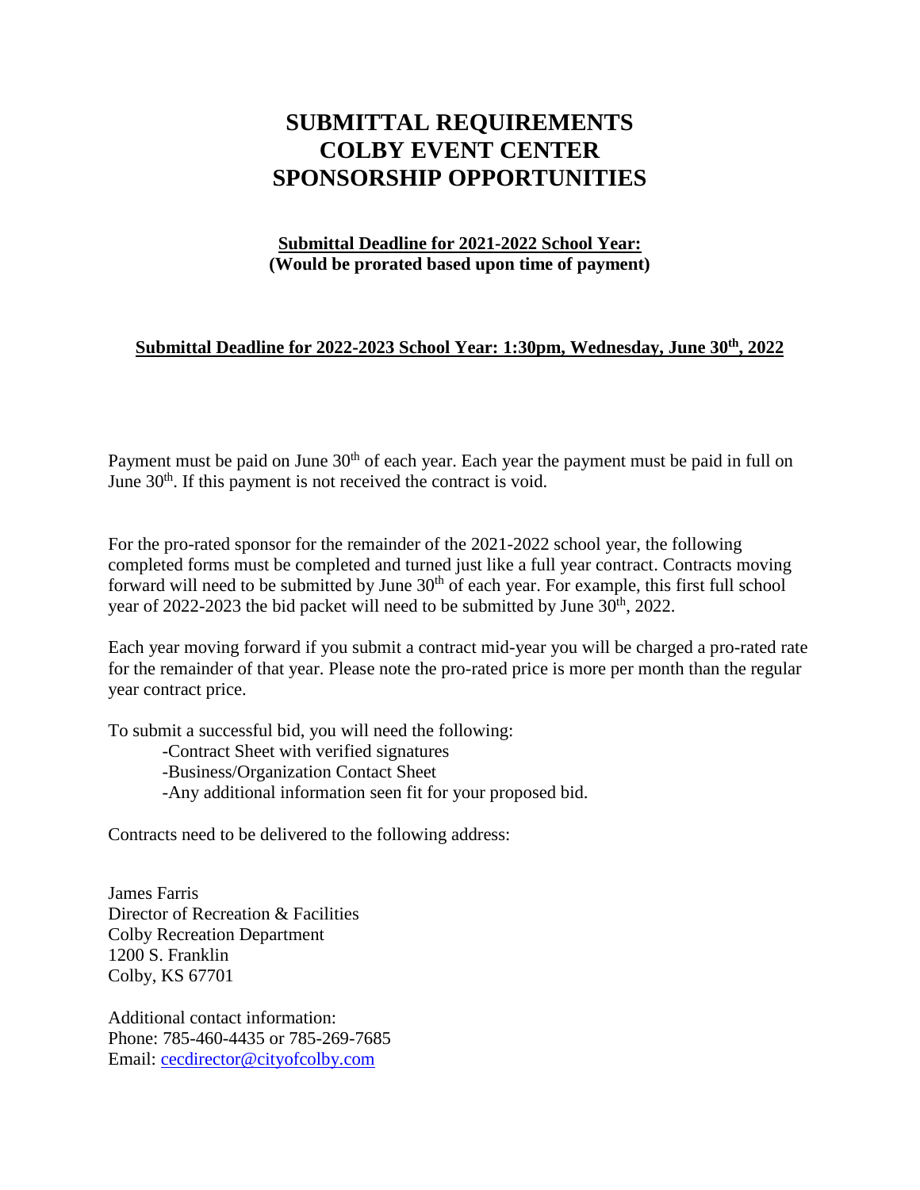# SUBMITTAL REQUIREMENTS
# COLBY EVENT CENTER
# SPONSORSHIP OPPORTUNITIES

**Submittal Deadline for 2021-2022 School Year:**
**(Would be prorated based upon time of payment)**

**Submittal Deadline for 2022-2023 School Year: 1:30pm, Wednesday, June 30th, 2022**

Payment must be paid on June 30th of each year. Each year the payment must be paid in full on June 30th. If this payment is not received the contract is void.

For the pro-rated sponsor for the remainder of the 2021-2022 school year, the following completed forms must be completed and turned just like a full year contract. Contracts moving forward will need to be submitted by June 30th of each year. For example, this first full school year of 2022-2023 the bid packet will need to be submitted by June 30th, 2022.

Each year moving forward if you submit a contract mid-year you will be charged a pro-rated rate for the remainder of that year. Please note the pro-rated price is more per month than the regular year contract price.

To submit a successful bid, you will need the following:

- Contract Sheet with verified signatures
- Business/Organization Contact Sheet
- Any additional information seen fit for your proposed bid.

Contracts need to be delivered to the following address:

James Farris
Director of Recreation & Facilities
Colby Recreation Department
1200 S. Franklin
Colby, KS 67701

Additional contact information:
Phone: 785-460-4435 or 785-269-7685
Email: cecdirector@cityofcolby.com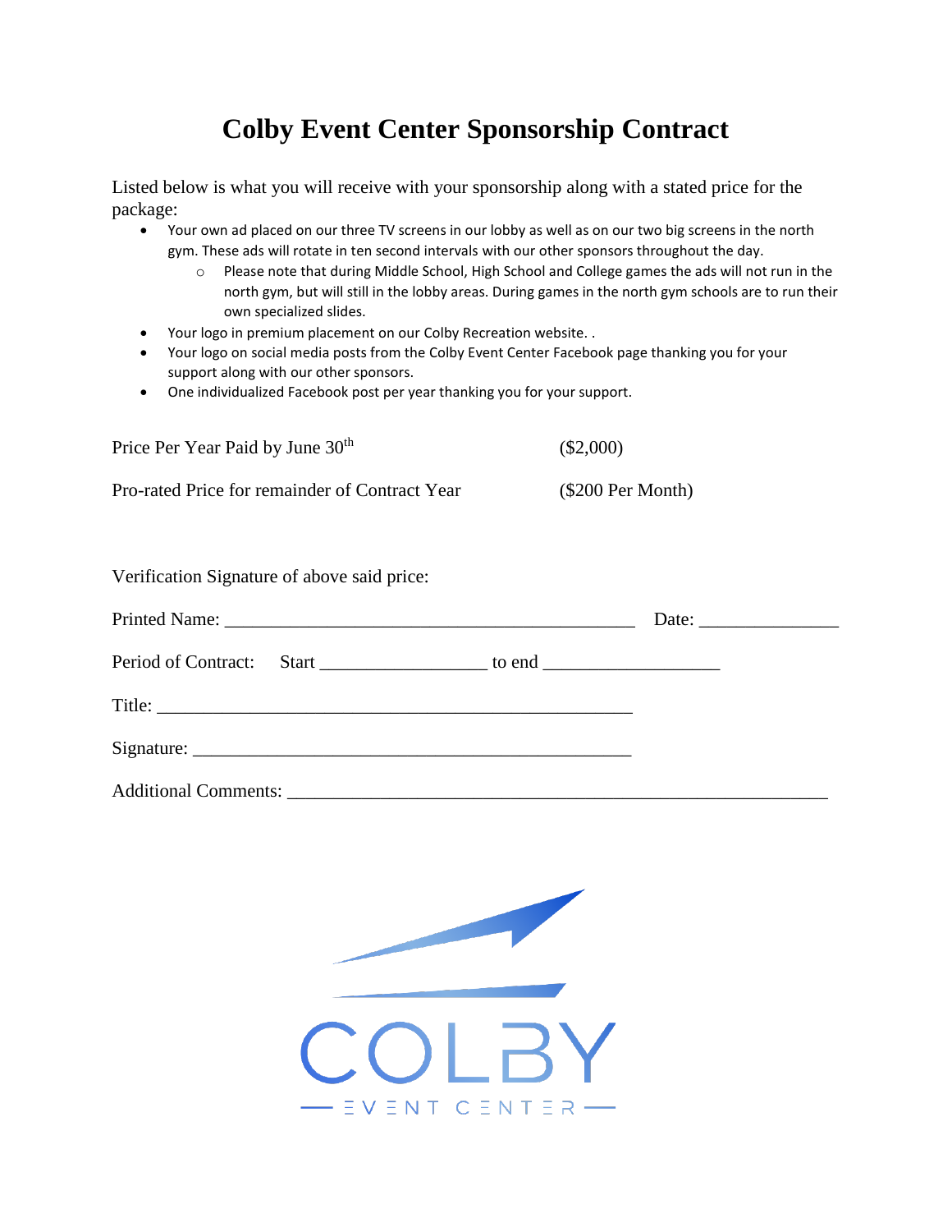# Colby Event Center Sponsorship Contract

Listed below is what you will receive with your sponsorship along with a stated price for the package:

- Your own ad placed on our three TV screens in our lobby as well as on our two big screens in the north gym. These ads will rotate in ten second intervals with our other sponsors throughout the day.
  - Please note that during Middle School, High School and College games the ads will not run in the north gym, but will still in the lobby areas. During games in the north gym schools are to run their own specialized slides.
- Your logo in premium placement on our Colby Recreation website. .
- Your logo on social media posts from the Colby Event Center Facebook page thanking you for your support along with our other sponsors.
- One individualized Facebook post per year thanking you for your support.

| | |
|---|---|
| Price Per Year Paid by June 30th | ($2,000) |
| Pro-rated Price for remainder of Contract Year | ($200 Per Month) |

Verification Signature of above said price:

Printed Name: ____________________________________________ Date: _______________

Period of Contract: Start __________________ to end ___________________

Title: ____________________________________________________

Signature: ________________________________________________

Additional Comments: ___________________________________________________________

COLBY

— EVENT CENTER —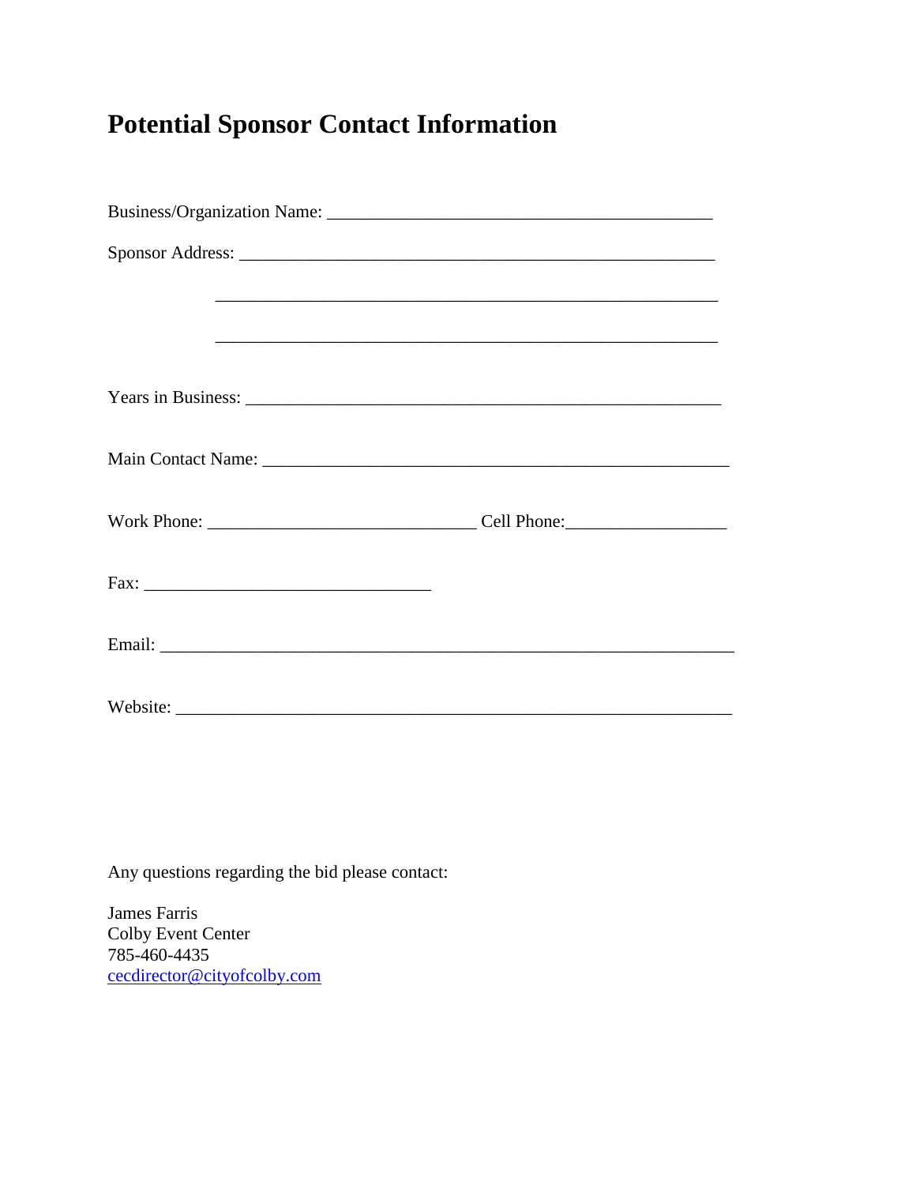# Potential Sponsor Contact Information

Business/Organization Name: ____________________________________________

Sponsor Address: ______________________________________________________

______________________________________________________

______________________________________________________

Years in Business: ______________________________________________________

Main Contact Name: _____________________________________________________

Work Phone: ______________________________ Cell Phone:__________________

Fax: ________________________________

Email: _________________________________________________________________

Website: _______________________________________________________________

Any questions regarding the bid please contact:

James Farris
Colby Event Center
785-460-4435
cecdirector@cityofcolby.com